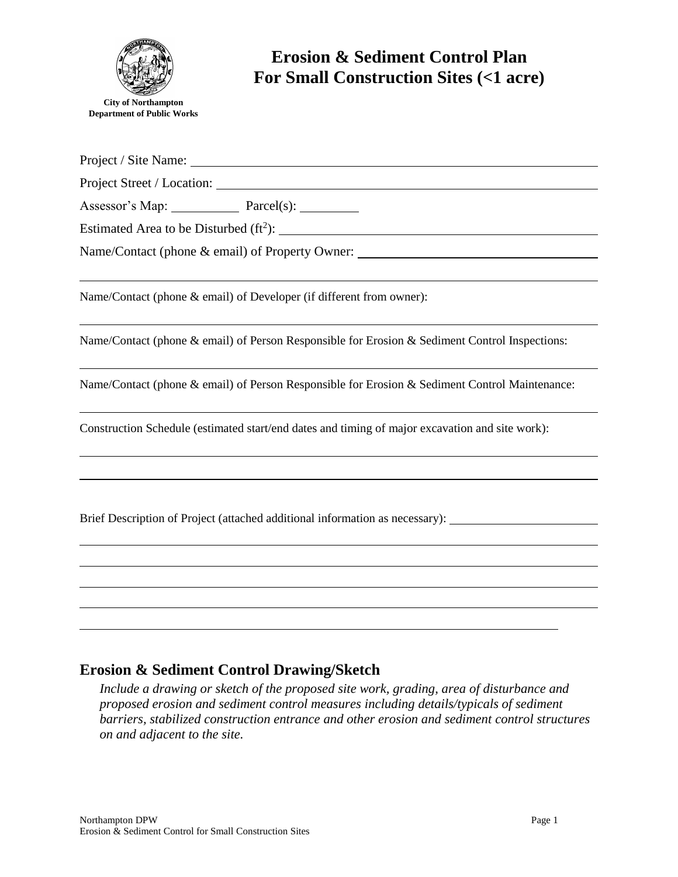City of Northampton
Department of Public Works

# Erosion & Sediment Control Plan For Small Construction Sites (<1 acre)

Project / Site Name: ____________________

Project Street / Location: ____________________

Assessor's Map: __________ Parcel(s): __________

Estimated Area to be Disturbed ($ft^2$): ____________________

Name/Contact (phone & email) of Property Owner: ____________________

____________________

Name/Contact (phone & email) of Developer (if different from owner):

____________________

Name/Contact (phone & email) of Person Responsible for Erosion & Sediment Control Inspections:

____________________

Name/Contact (phone & email) of Person Responsible for Erosion & Sediment Control Maintenance:

____________________

Construction Schedule (estimated start/end dates and timing of major excavation and site work):

____________________

____________________

Brief Description of Project (attached additional information as necessary): ____________________

____________________

____________________

____________________

____________________

____________________

## Erosion & Sediment Control Drawing/Sketch

*Include a drawing or sketch of the proposed site work, grading, area of disturbance and proposed erosion and sediment control measures including details/typicals of sediment barriers, stabilized construction entrance and other erosion and sediment control structures on and adjacent to the site.*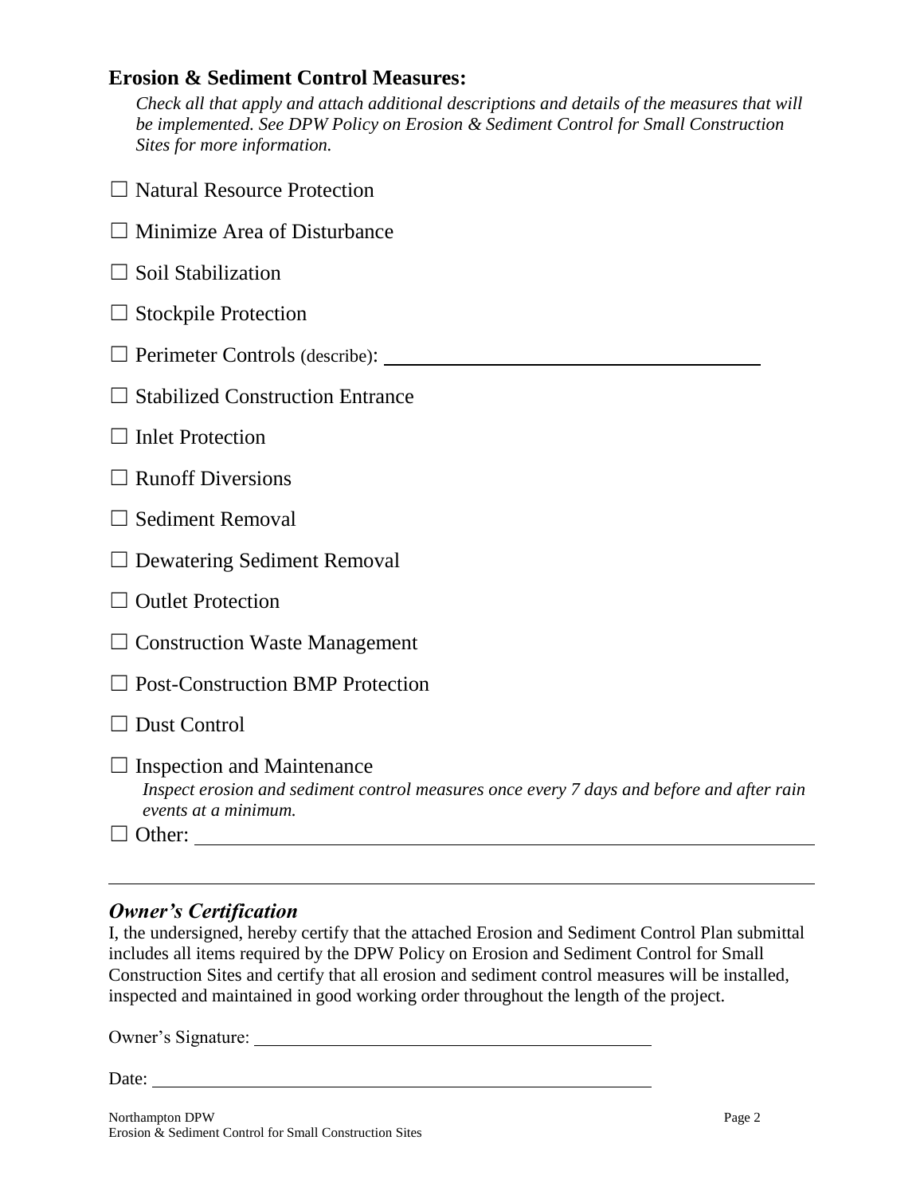## Erosion & Sediment Control Measures:

*Check all that apply and attach additional descriptions and details of the measures that will be implemented. See DPW Policy on Erosion & Sediment Control for Small Construction Sites for more information.*

☐ Natural Resource Protection

☐ Minimize Area of Disturbance

☐ Soil Stabilization

☐ Stockpile Protection

☐ Perimeter Controls (describe): ______________________________

☐ Stabilized Construction Entrance

☐ Inlet Protection

☐ Runoff Diversions

☐ Sediment Removal

☐ Dewatering Sediment Removal

☐ Outlet Protection

☐ Construction Waste Management

☐ Post-Construction BMP Protection

☐ Dust Control

☐ Inspection and Maintenance
*Inspect erosion and sediment control measures once every 7 days and before and after rain events at a minimum.*

☐ Other: ______________________________________________________

---

### *Owner's Certification*

I, the undersigned, hereby certify that the attached Erosion and Sediment Control Plan submittal includes all items required by the DPW Policy on Erosion and Sediment Control for Small Construction Sites and certify that all erosion and sediment control measures will be installed, inspected and maintained in good working order throughout the length of the project.

Owner's Signature: ______________________________

Date: ______________________________